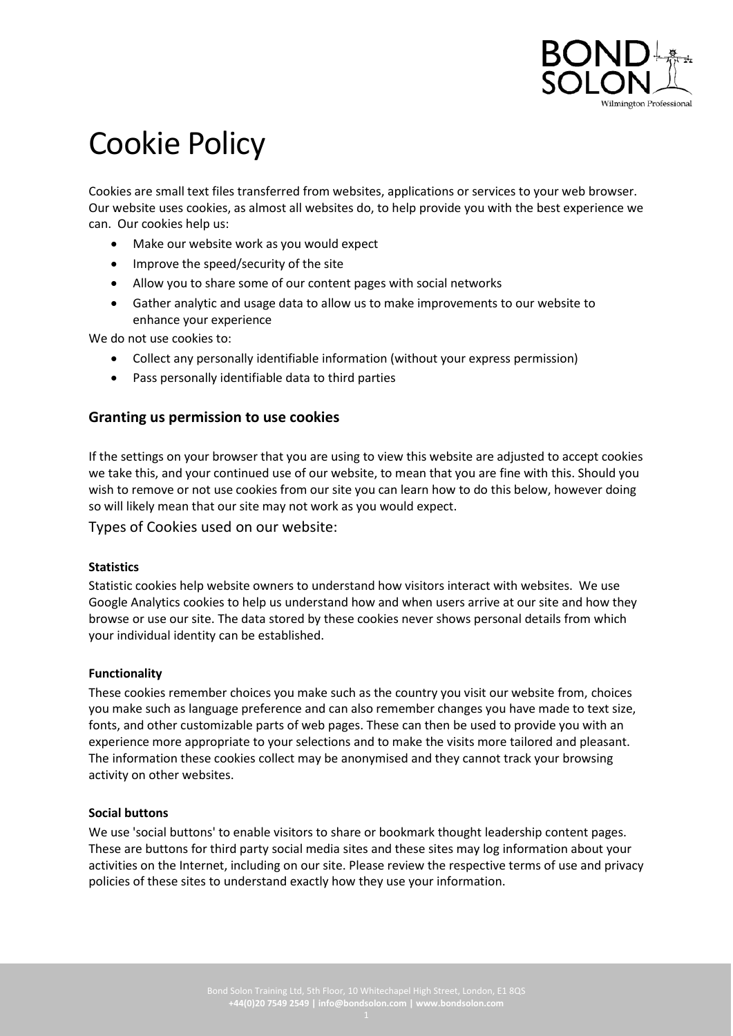# Cookie Policy

Cookies are small text files transferred from websites, applications or services to your web browser. Our website uses cookies, as almost all websites do, to help provide you with the best experience we can. Our cookies help us:

- Make our website work as you would expect
- Improve the speed/security of the site
- Allow you to share some of our content pages with social networks
- Gather analytic and usage data to allow us to make improvements to our website to enhance your experience

We do not use cookies to:

- Collect any personally identifiable information (without your express permission)
- Pass personally identifiable data to third parties

## Granting us permission to use cookies

If the settings on your browser that you are using to view this website are adjusted to accept cookies we take this, and your continued use of our website, to mean that you are fine with this. Should you wish to remove or not use cookies from our site you can learn how to do this below, however doing so will likely mean that our site may not work as you would expect.

Types of Cookies used on our website:

**Statistics**

Statistic cookies help website owners to understand how visitors interact with websites. We use Google Analytics cookies to help us understand how and when users arrive at our site and how they browse or use our site. The data stored by these cookies never shows personal details from which your individual identity can be established.

**Functionality**

These cookies remember choices you make such as the country you visit our website from, choices you make such as language preference and can also remember changes you have made to text size, fonts, and other customizable parts of web pages. These can then be used to provide you with an experience more appropriate to your selections and to make the visits more tailored and pleasant. The information these cookies collect may be anonymised and they cannot track your browsing activity on other websites.

**Social buttons**

We use 'social buttons' to enable visitors to share or bookmark thought leadership content pages. These are buttons for third party social media sites and these sites may log information about your activities on the Internet, including on our site. Please review the respective terms of use and privacy policies of these sites to understand exactly how they use your information.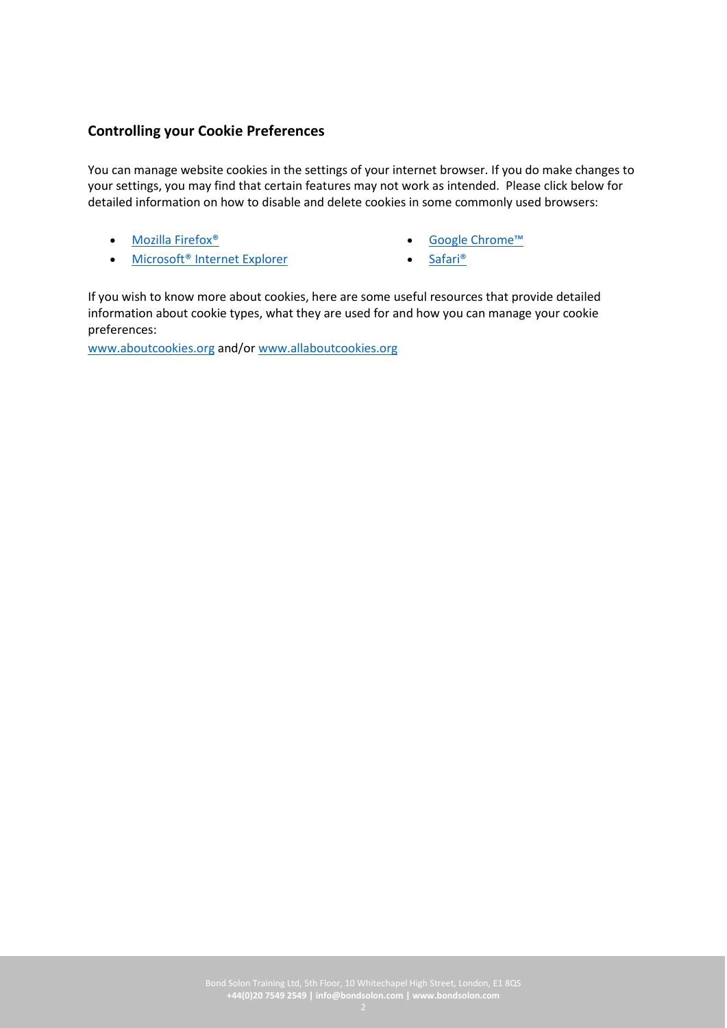## Controlling your Cookie Preferences

You can manage website cookies in the settings of your internet browser. If you do make changes to your settings, you may find that certain features may not work as intended. Please click below for detailed information on how to disable and delete cookies in some commonly used browsers:

- Mozilla Firefox®
- Microsoft® Internet Explorer
- Google Chrome™
- Safari®

If you wish to know more about cookies, here are some useful resources that provide detailed information about cookie types, what they are used for and how you can manage your cookie preferences:

www.aboutcookies.org and/or www.allaboutcookies.org